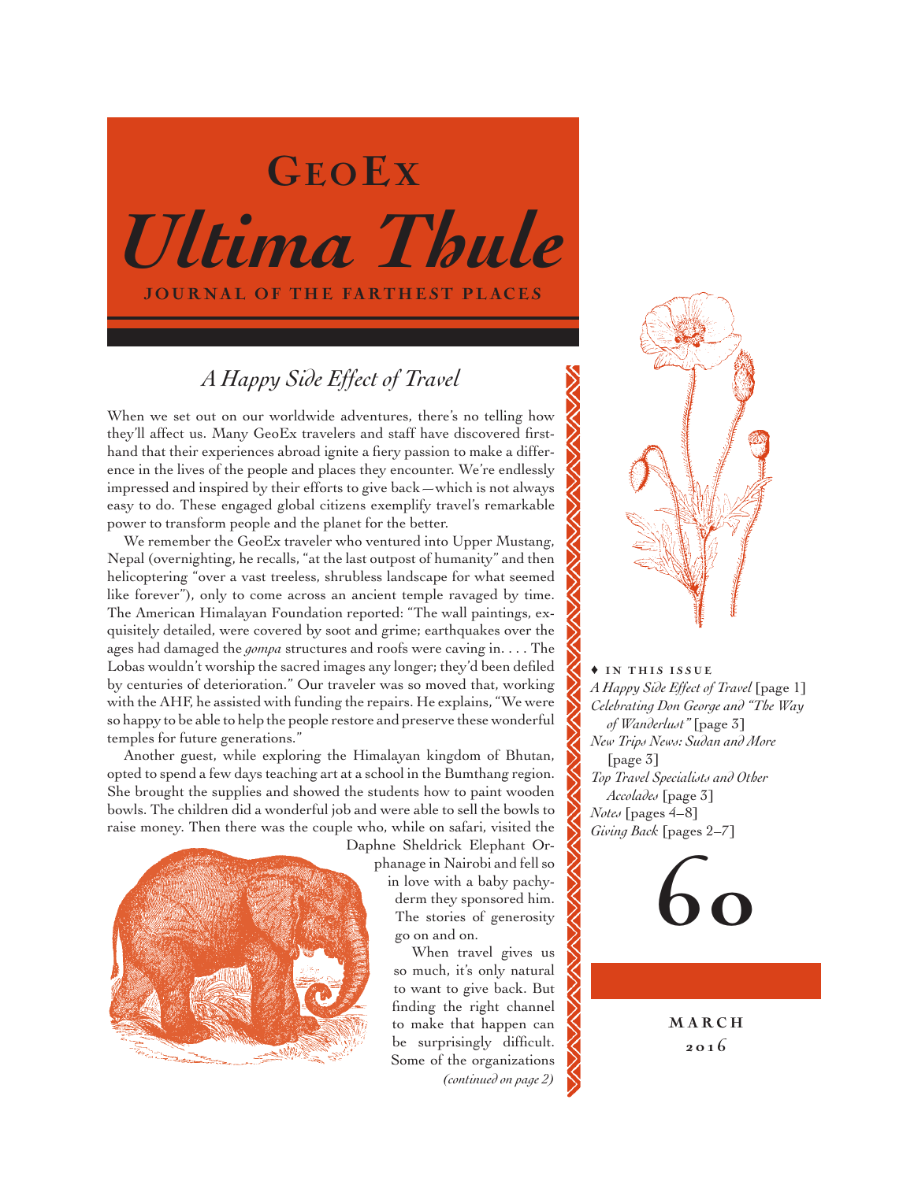# GeoEx

# *Ultima Thule*

**JOURNAL OF THE FARTHEST PLACES**

## *A Happy Side Effect of Travel*

When we set out on our worldwide adventures, there's no telling how they'll affect us. Many GeoEx travelers and staff have discovered firsthand that their experiences abroad ignite a fiery passion to make a difference in the lives of the people and places they encounter. We're endlessly impressed and inspired by their efforts to give back—which is not always easy to do. These engaged global citizens exemplify travel's remarkable power to transform people and the planet for the better.

We remember the GeoEx traveler who ventured into Upper Mustang, Nepal (overnighting, he recalls, "at the last outpost of humanity" and then helicoptering "over a vast treeless, shrubless landscape for what seemed like forever"), only to come across an ancient temple ravaged by time. The American Himalayan Foundation reported: "The wall paintings, exquisitely detailed, were covered by soot and grime; earthquakes over the ages had damaged the *gompa* structures and roofs were caving in. . . . The Lobas wouldn't worship the sacred images any longer; they'd been defiled by centuries of deterioration." Our traveler was so moved that, working with the AHF, he assisted with funding the repairs. He explains, "We were so happy to be able to help the people restore and preserve these wonderful temples for future generations."

Another guest, while exploring the Himalayan kingdom of Bhutan, opted to spend a few days teaching art at a school in the Bumthang region. She brought the supplies and showed the students how to paint wooden bowls. The children did a wonderful job and were able to sell the bowls to raise money. Then there was the couple who, while on safari, visited the Daphne Sheldrick Elephant Orphanage in Nairobi and fell so in love with a baby pachyderm they sponsored him. The stories of generosity go on and on.

When travel gives us so much, it's only natural to want to give back. But finding the right channel to make that happen can be surprisingly difficult. Some of the organizations *(continued on page 2)*

♦ **IN THIS ISSUE**

- *A Happy Side Effect of Travel* [page 1]
- *Celebrating Don George and "The Way of Wanderlust"* [page 3]
- *New Trips News: Sudan and More* [page 3]
- *Top Travel Specialists and Other Accolades* [page 3]
- *Notes* [pages 4–8]
- *Giving Back* [pages 2–7]

**60**

**MARCH 2016**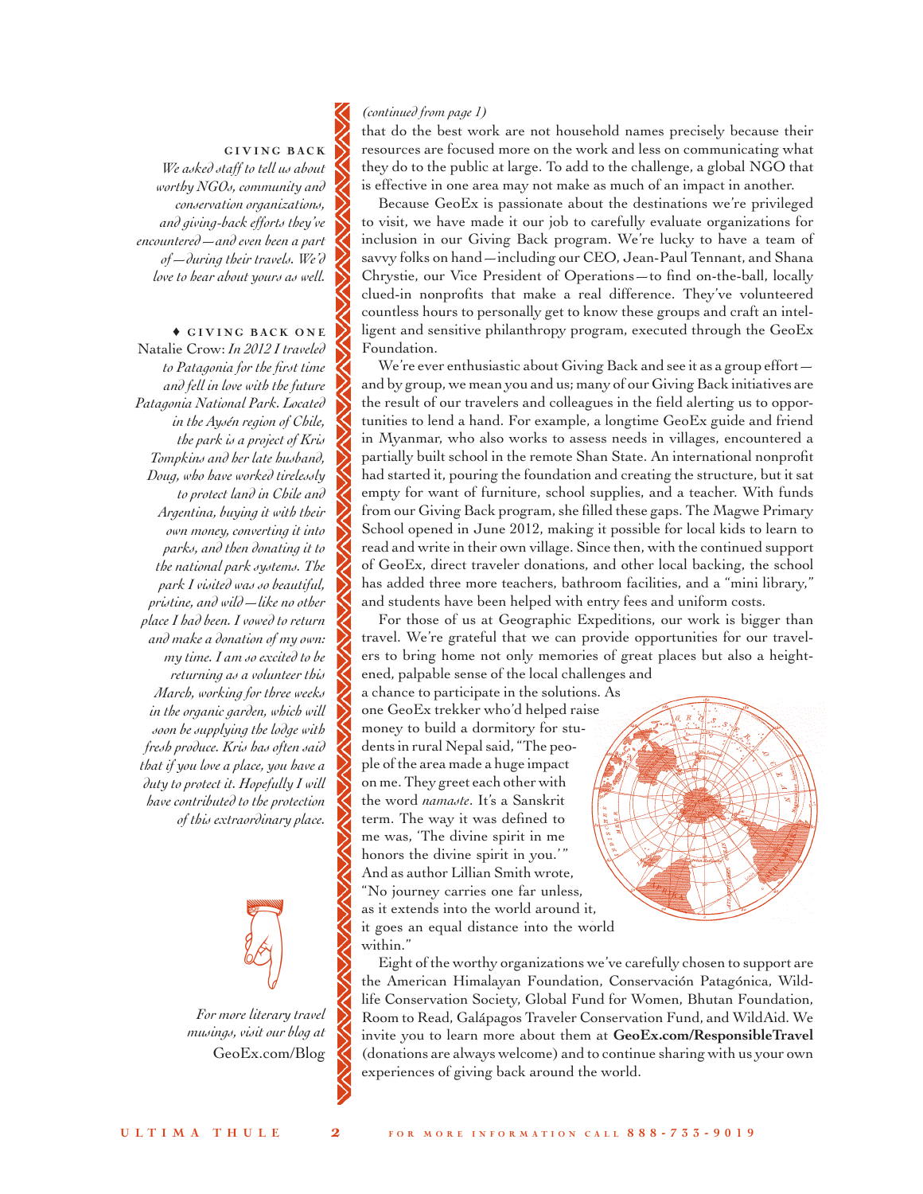*(continued from page 1)*

that do the best work are not household names precisely because their resources are focused more on the work and less on communicating what they do to the public at large. To add to the challenge, a global NGO that is effective in one area may not make as much of an impact in another.

Because GeoEx is passionate about the destinations we're privileged to visit, we have made it our job to carefully evaluate organizations for inclusion in our Giving Back program. We're lucky to have a team of savvy folks on hand—including our CEO, Jean-Paul Tennant, and Shana Chrystie, our Vice President of Operations—to find on-the-ball, locally clued-in nonprofits that make a real difference. They've volunteered countless hours to personally get to know these groups and craft an intelligent and sensitive philanthropy program, executed through the GeoEx Foundation.

We're ever enthusiastic about Giving Back and see it as a group effort—and by group, we mean you and us; many of our Giving Back initiatives are the result of our travelers and colleagues in the field alerting us to opportunities to lend a hand. For example, a longtime GeoEx guide and friend in Myanmar, who also works to assess needs in villages, encountered a partially built school in the remote Shan State. An international nonprofit had started it, pouring the foundation and creating the structure, but it sat empty for want of furniture, school supplies, and a teacher. With funds from our Giving Back program, she filled these gaps. The Magwe Primary School opened in June 2012, making it possible for local kids to learn to read and write in their own village. Since then, with the continued support of GeoEx, direct traveler donations, and other local backing, the school has added three more teachers, bathroom facilities, and a "mini library," and students have been helped with entry fees and uniform costs.

For those of us at Geographic Expeditions, our work is bigger than travel. We're grateful that we can provide opportunities for our travelers to bring home not only memories of great places but also a heightened, palpable sense of the local challenges and a chance to participate in the solutions. As one GeoEx trekker who'd helped raise money to build a dormitory for students in rural Nepal said, "The people of the area made a huge impact on me. They greet each other with the word *namaste*. It's a Sanskrit term. The way it was defined to me was, 'The divine spirit in me honors the divine spirit in you.'" And as author Lillian Smith wrote, "No journey carries one far unless, as it extends into the world around it, it goes an equal distance into the world within."

Eight of the worthy organizations we've carefully chosen to support are the American Himalayan Foundation, Conservación Patagónica, Wildlife Conservation Society, Global Fund for Women, Bhutan Foundation, Room to Read, Galápagos Traveler Conservation Fund, and WildAid. We invite you to learn more about them at **GeoEx.com/ResponsibleTravel** (donations are always welcome) and to continue sharing with us your own experiences of giving back around the world.

### GIVING BACK

*We asked staff to tell us about worthy NGOs, community and conservation organizations, and giving-back efforts they've encountered—and even been a part of—during their travels. We'd love to hear about yours as well.*

### ♦ GIVING BACK ONE

Natalie Crow: *In 2012 I traveled to Patagonia for the first time and fell in love with the future Patagonia National Park. Located in the Aysén region of Chile, the park is a project of Kris Tompkins and her late husband, Doug, who have worked tirelessly to protect land in Chile and Argentina, buying it with their own money, converting it into parks, and then donating it to the national park systems. The park I visited was so beautiful, pristine, and wild—like no other place I had been. I vowed to return and make a donation of my own: my time. I am so excited to be returning as a volunteer this March, working for three weeks in the organic garden, which will soon be supplying the lodge with fresh produce. Kris has often said that if you love a place, you have a duty to protect it. Hopefully I will have contributed to the protection of this extraordinary place.*

*For more literary travel musings, visit our blog at* GeoEx.com/Blog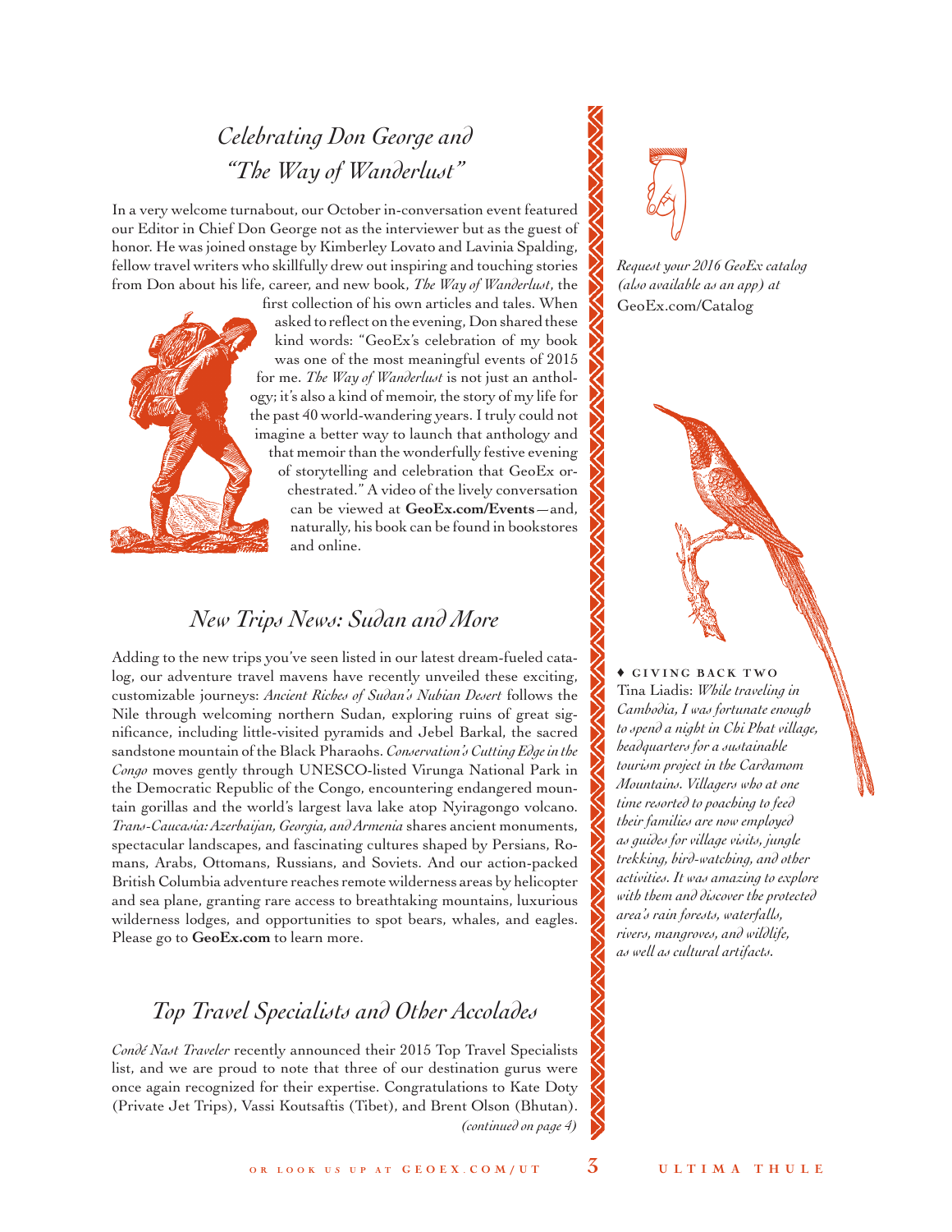## *Celebrating Don George and "The Way of Wanderlust"*

In a very welcome turnabout, our October in-conversation event featured our Editor in Chief Don George not as the interviewer but as the guest of honor. He was joined onstage by Kimberley Lovato and Lavinia Spalding, fellow travel writers who skillfully drew out inspiring and touching stories from Don about his life, career, and new book, *The Way of Wanderlust*, the first collection of his own articles and tales. When asked to reflect on the evening, Don shared these kind words: "GeoEx's celebration of my book was one of the most meaningful events of 2015 for me. *The Way of Wanderlust* is not just an anthology; it's also a kind of memoir, the story of my life for the past 40 world-wandering years. I truly could not imagine a better way to launch that anthology and that memoir than the wonderfully festive evening of storytelling and celebration that GeoEx orchestrated." A video of the lively conversation can be viewed at **GeoEx.com/Events**—and, naturally, his book can be found in bookstores and online.

## *New Trips News: Sudan and More*

Adding to the new trips you've seen listed in our latest dream-fueled catalog, our adventure travel mavens have recently unveiled these exciting, customizable journeys: *Ancient Riches of Sudan's Nubian Desert* follows the Nile through welcoming northern Sudan, exploring ruins of great significance, including little-visited pyramids and Jebel Barkal, the sacred sandstone mountain of the Black Pharaohs. *Conservation's Cutting Edge in the Congo* moves gently through UNESCO-listed Virunga National Park in the Democratic Republic of the Congo, encountering endangered mountain gorillas and the world's largest lava lake atop Nyiragongo volcano. *Trans-Caucasia: Azerbaijan, Georgia, and Armenia* shares ancient monuments, spectacular landscapes, and fascinating cultures shaped by Persians, Romans, Arabs, Ottomans, Russians, and Soviets. And our action-packed British Columbia adventure reaches remote wilderness areas by helicopter and sea plane, granting rare access to breathtaking mountains, luxurious wilderness lodges, and opportunities to spot bears, whales, and eagles. Please go to **GeoEx.com** to learn more.

## *Top Travel Specialists and Other Accolades*

*Condé Nast Traveler* recently announced their 2015 Top Travel Specialists list, and we are proud to note that three of our destination gurus were once again recognized for their expertise. Congratulations to Kate Doty (Private Jet Trips), Vassi Koutsaftis (Tibet), and Brent Olson (Bhutan).

*(continued on page 4)*

*Request your 2016 GeoEx catalog (also available as an app) at* GeoEx.com/Catalog

♦ **GIVING BACK TWO**

Tina Liadis: *While traveling in Cambodia, I was fortunate enough to spend a night in Chi Phat village, headquarters for a sustainable tourism project in the Cardamom Mountains. Villagers who at one time resorted to poaching to feed their families are now employed as guides for village visits, jungle trekking, bird-watching, and other activities. It was amazing to explore with them and discover the protected area's rain forests, waterfalls, rivers, mangroves, and wildlife, as well as cultural artifacts.*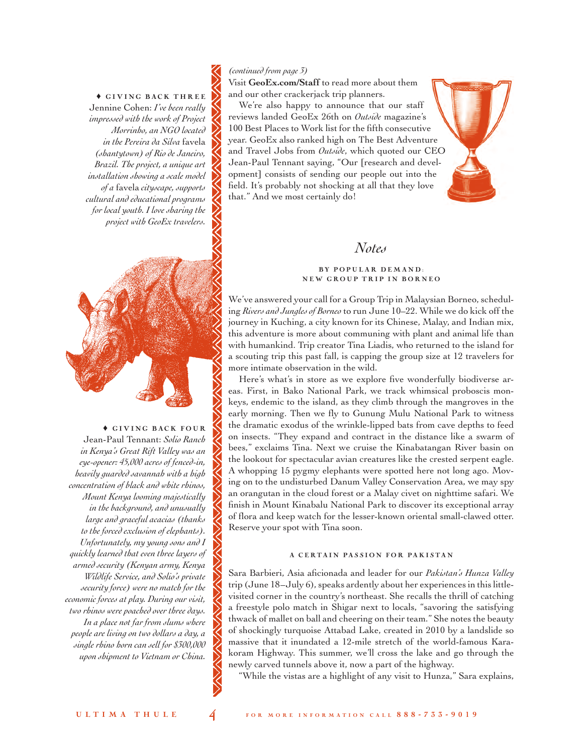♦ **GIVING BACK THREE**

Jennine Cohen: *I've been really impressed with the work of Project Morrinho, an NGO located in the Pereira da Silva* favela *(shantytown) of Rio de Janeiro, Brazil. The project, a unique art installation showing a scale model of a* favela *cityscape, supports cultural and educational programs for local youth. I love sharing the project with GeoEx travelers.*

♦ **GIVING BACK FOUR**

Jean-Paul Tennant: *Solio Ranch in Kenya's Great Rift Valley was an eye-opener: 45,000 acres of fenced-in, heavily guarded savannah with a high concentration of black and white rhinos, Mount Kenya looming majestically in the background, and unusually large and graceful acacias (thanks to the forced exclusion of elephants). Unfortunately, my young sons and I quickly learned that even three layers of armed security (Kenyan army, Kenya Wildlife Service, and Solio's private security force) were no match for the economic forces at play. During our visit, two rhinos were poached over three days. In a place not far from slums where people are living on two dollars a day, a single rhino horn can sell for $300,000 upon shipment to Vietnam or China.*

*(continued from page 3)*

Visit **GeoEx.com/Staff** to read more about them and our other crackerjack trip planners.

We're also happy to announce that our staff reviews landed GeoEx 26th on *Outside* magazine's 100 Best Places to Work list for the fifth consecutive year. GeoEx also ranked high on The Best Adventure and Travel Jobs from *Outside*, which quoted our CEO Jean-Paul Tennant saying, "Our [research and development] consists of sending our people out into the field. It's probably not shocking at all that they love that." And we most certainly do!

# *Notes*

### BY POPULAR DEMAND: NEW GROUP TRIP IN BORNEO

We've answered your call for a Group Trip in Malaysian Borneo, scheduling *Rivers and Jungles of Borneo* to run June 10–22. While we do kick off the journey in Kuching, a city known for its Chinese, Malay, and Indian mix, this adventure is more about communing with plant and animal life than with humankind. Trip creator Tina Liadis, who returned to the island for a scouting trip this past fall, is capping the group size at 12 travelers for more intimate observation in the wild.

Here's what's in store as we explore five wonderfully biodiverse areas. First, in Bako National Park, we track whimsical proboscis monkeys, endemic to the island, as they climb through the mangroves in the early morning. Then we fly to Gunung Mulu National Park to witness the dramatic exodus of the wrinkle-lipped bats from cave depths to feed on insects. "They expand and contract in the distance like a swarm of bees," exclaims Tina. Next we cruise the Kinabatangan River basin on the lookout for spectacular avian creatures like the crested serpent eagle. A whopping 15 pygmy elephants were spotted here not long ago. Moving on to the undisturbed Danum Valley Conservation Area, we may spy an orangutan in the cloud forest or a Malay civet on nighttime safari. We finish in Mount Kinabalu National Park to discover its exceptional array of flora and keep watch for the lesser-known oriental small-clawed otter. Reserve your spot with Tina soon.

### A CERTAIN PASSION FOR PAKISTAN

Sara Barbieri, Asia aficionada and leader for our *Pakistan's Hunza Valley* trip (June 18–July 6), speaks ardently about her experiences in this little-visited corner in the country's northeast. She recalls the thrill of catching a freestyle polo match in Shigar next to locals, "savoring the satisfying thwack of mallet on ball and cheering on their team." She notes the beauty of shockingly turquoise Attabad Lake, created in 2010 by a landslide so massive that it inundated a 12-mile stretch of the world-famous Karakoram Highway. This summer, we'll cross the lake and go through the newly carved tunnels above it, now a part of the highway.

"While the vistas are a highlight of any visit to Hunza," Sara explains,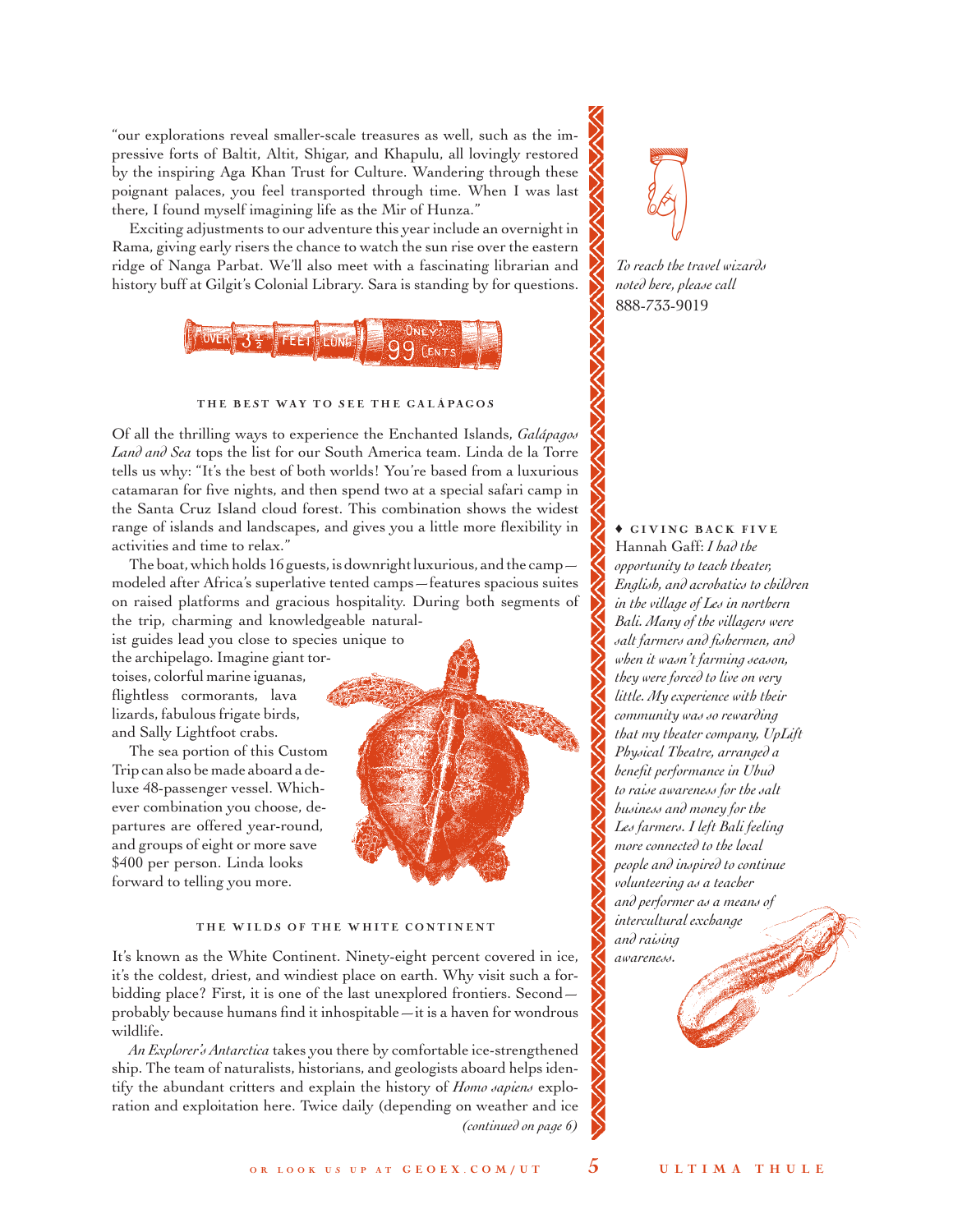"our explorations reveal smaller-scale treasures as well, such as the impressive forts of Baltit, Altit, Shigar, and Khapulu, all lovingly restored by the inspiring Aga Khan Trust for Culture. Wandering through these poignant palaces, you feel transported through time. When I was last there, I found myself imagining life as the Mir of Hunza."

Exciting adjustments to our adventure this year include an overnight in Rama, giving early risers the chance to watch the sun rise over the eastern ridge of Nanga Parbat. We'll also meet with a fascinating librarian and history buff at Gilgit's Colonial Library. Sara is standing by for questions.

### THE BEST WAY TO SEE THE GALÁPAGOS

Of all the thrilling ways to experience the Enchanted Islands, *Galápagos Land and Sea* tops the list for our South America team. Linda de la Torre tells us why: "It's the best of both worlds! You're based from a luxurious catamaran for five nights, and then spend two at a special safari camp in the Santa Cruz Island cloud forest. This combination shows the widest range of islands and landscapes, and gives you a little more flexibility in activities and time to relax."

The boat, which holds 16 guests, is downright luxurious, and the camp—modeled after Africa's superlative tented camps—features spacious suites on raised platforms and gracious hospitality. During both segments of the trip, charming and knowledgeable naturalist guides lead you close to species unique to the archipelago. Imagine giant tortoises, colorful marine iguanas, flightless cormorants, lava lizards, fabulous frigate birds, and Sally Lightfoot crabs.

The sea portion of this Custom Trip can also be made aboard a deluxe 48-passenger vessel. Whichever combination you choose, departures are offered year-round, and groups of eight or more save $400 per person. Linda looks forward to telling you more.

### THE WILDS OF THE WHITE CONTINENT

It's known as the White Continent. Ninety-eight percent covered in ice, it's the coldest, driest, and windiest place on earth. Why visit such a forbidding place? First, it is one of the last unexplored frontiers. Second—probably because humans find it inhospitable—it is a haven for wondrous wildlife.

*An Explorer's Antarctica* takes you there by comfortable ice-strengthened ship. The team of naturalists, historians, and geologists aboard helps identify the abundant critters and explain the history of *Homo sapiens* exploration and exploitation here. Twice daily (depending on weather and ice

*(continued on page 6)*

*To reach the travel wizards noted here, please call*
888-733-9019

♦ **GIVING BACK FIVE**
Hannah Gaff: *I had the opportunity to teach theater, English, and acrobatics to children in the village of Les in northern Bali. Many of the villagers were salt farmers and fishermen, and when it wasn't farming season, they were forced to live on very little. My experience with their community was so rewarding that my theater company, UpLift Physical Theatre, arranged a benefit performance in Ubud to raise awareness for the salt business and money for the Les farmers. I left Bali feeling more connected to the local people and inspired to continue volunteering as a teacher and performer as a means of intercultural exchange and raising awareness.*

OR LOOK US UP AT GEOEX.COM/UT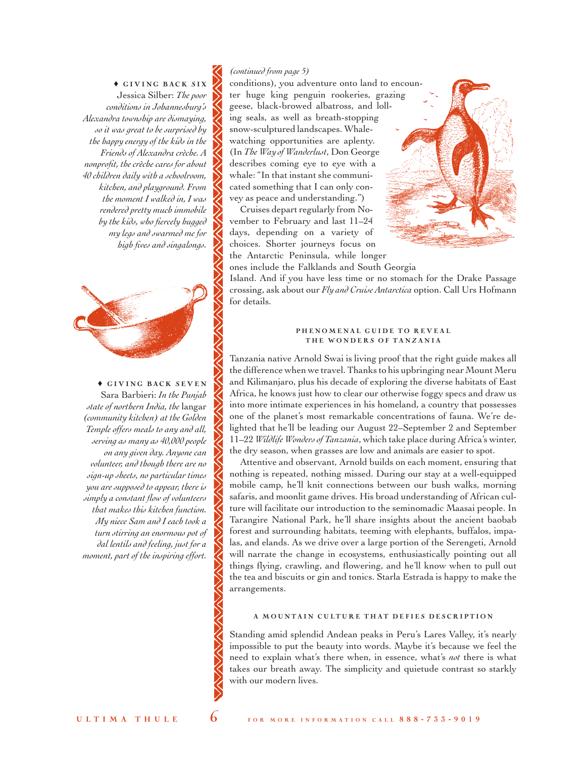♦ **GIVING BACK SIX**

Jessica Silber: *The poor conditions in Johannesburg's Alexandra township are dismaying, so it was great to be surprised by the happy energy of the kids in the Friends of Alexandra crèche. A nonprofit, the crèche cares for about 40 children daily with a schoolroom, kitchen, and playground. From the moment I walked in, I was rendered pretty much immobile by the kids, who fiercely hugged my legs and swarmed me for high fives and singalongs.*

♦ **GIVING BACK SEVEN**

Sara Barbieri: *In the Punjab state of northern India, the* langar *(community kitchen) at the Golden Temple offers meals to any and all, serving as many as 40,000 people on any given day. Anyone can volunteer, and though there are no sign-up sheets, no particular times you are supposed to appear, there is simply a constant flow of volunteers that makes this kitchen function. My niece Sam and I each took a turn stirring an enormous pot of dal lentils and feeling, just for a moment, part of the inspiring effort.*

*(continued from page 5)*

conditions), you adventure onto land to encounter huge king penguin rookeries, grazing geese, black-browed albatross, and lolling seals, as well as breath-stopping snow-sculptured landscapes. Whale-watching opportunities are aplenty. (In *The Way of Wanderlust*, Don George describes coming eye to eye with a whale: "In that instant she communicated something that I can only convey as peace and understanding.")

Cruises depart regularly from November to February and last 11–24 days, depending on a variety of choices. Shorter journeys focus on the Antarctic Peninsula, while longer ones include the Falklands and South Georgia Island. And if you have less time or no stomach for the Drake Passage crossing, ask about our *Fly and Cruise Antarctica* option. Call Urs Hofmann for details.

### PHENOMENAL GUIDE TO REVEAL THE WONDERS OF TANZANIA

Tanzania native Arnold Swai is living proof that the right guide makes all the difference when we travel. Thanks to his upbringing near Mount Meru and Kilimanjaro, plus his decade of exploring the diverse habitats of East Africa, he knows just how to clear our otherwise foggy specs and draw us into more intimate experiences in his homeland, a country that possesses one of the planet's most remarkable concentrations of fauna. We're delighted that he'll be leading our August 22–September 2 and September 11–22 *Wildlife Wonders of Tanzania*, which take place during Africa's winter, the dry season, when grasses are low and animals are easier to spot.

Attentive and observant, Arnold builds on each moment, ensuring that nothing is repeated, nothing missed. During our stay at a well-equipped mobile camp, he'll knit connections between our bush walks, morning safaris, and moonlit game drives. His broad understanding of African culture will facilitate our introduction to the seminomadic Maasai people. In Tarangire National Park, he'll share insights about the ancient baobab forest and surrounding habitats, teeming with elephants, buffalos, impalas, and elands. As we drive over a large portion of the Serengeti, Arnold will narrate the change in ecosystems, enthusiastically pointing out all things flying, crawling, and flowering, and he'll know when to pull out the tea and biscuits or gin and tonics. Starla Estrada is happy to make the arrangements.

### A MOUNTAIN CULTURE THAT DEFIES DESCRIPTION

Standing amid splendid Andean peaks in Peru's Lares Valley, it's nearly impossible to put the beauty into words. Maybe it's because we feel the need to explain what's there when, in essence, what's *not* there is what takes our breath away. The simplicity and quietude contrast so starkly with our modern lives.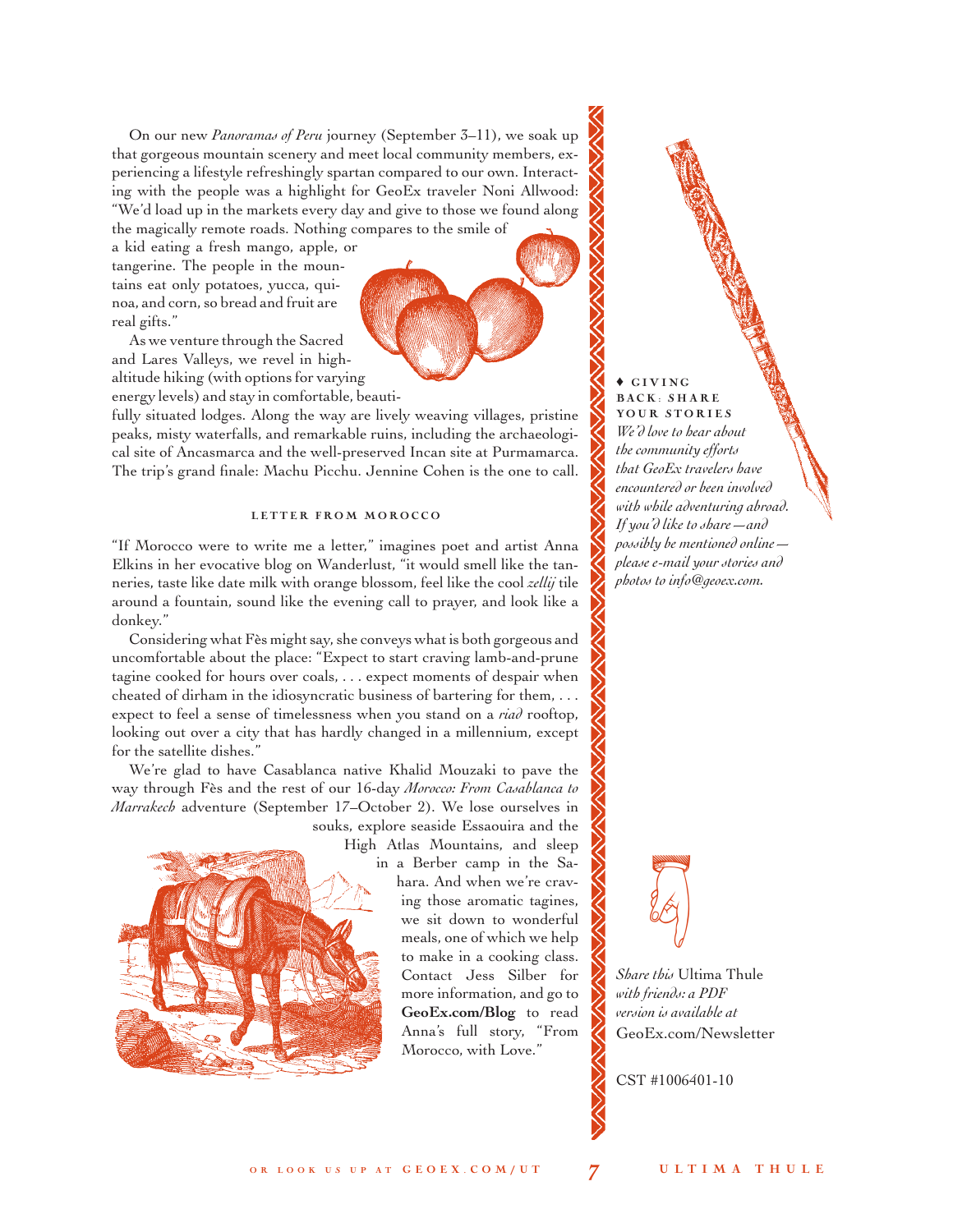On our new *Panoramas of Peru* journey (September 3–11), we soak up that gorgeous mountain scenery and meet local community members, experiencing a lifestyle refreshingly spartan compared to our own. Interacting with the people was a highlight for GeoEx traveler Noni Allwood: "We'd load up in the markets every day and give to those we found along the magically remote roads. Nothing compares to the smile of a kid eating a fresh mango, apple, or tangerine. The people in the mountains eat only potatoes, yucca, quinoa, and corn, so bread and fruit are real gifts."

As we venture through the Sacred and Lares Valleys, we revel in high-altitude hiking (with options for varying energy levels) and stay in comfortable, beautifully situated lodges. Along the way are lively weaving villages, pristine peaks, misty waterfalls, and remarkable ruins, including the archaeological site of Ancasmarca and the well-preserved Incan site at Purmamarca. The trip's grand finale: Machu Picchu. Jennine Cohen is the one to call.

## LETTER FROM MOROCCO

"If Morocco were to write me a letter," imagines poet and artist Anna Elkins in her evocative blog on Wanderlust, "it would smell like the tanneries, taste like date milk with orange blossom, feel like the cool *zellij* tile around a fountain, sound like the evening call to prayer, and look like a donkey."

Considering what Fès might say, she conveys what is both gorgeous and uncomfortable about the place: "Expect to start craving lamb-and-prune tagine cooked for hours over coals, . . . expect moments of despair when cheated of dirham in the idiosyncratic business of bartering for them, . . . expect to feel a sense of timelessness when you stand on a *riad* rooftop, looking out over a city that has hardly changed in a millennium, except for the satellite dishes."

We're glad to have Casablanca native Khalid Mouzaki to pave the way through Fès and the rest of our 16-day *Morocco: From Casablanca to Marrakech* adventure (September 17–October 2). We lose ourselves in souks, explore seaside Essaouira and the High Atlas Mountains, and sleep in a Berber camp in the Sahara. And when we're craving those aromatic tagines, we sit down to wonderful meals, one of which we help to make in a cooking class. Contact Jess Silber for more information, and go to **GeoEx.com/Blog** to read Anna's full story, "From Morocco, with Love."

♦ **GIVING BACK: SHARE YOUR STORIES**
*We'd love to hear about the community efforts that GeoEx travelers have encountered or been involved with while adventuring abroad. If you'd like to share—and possibly be mentioned online—please e-mail your stories and photos to info@geoex.com.*

*Share this* Ultima Thule *with friends: a PDF version is available at* GeoEx.com/Newsletter

CST #1006401-10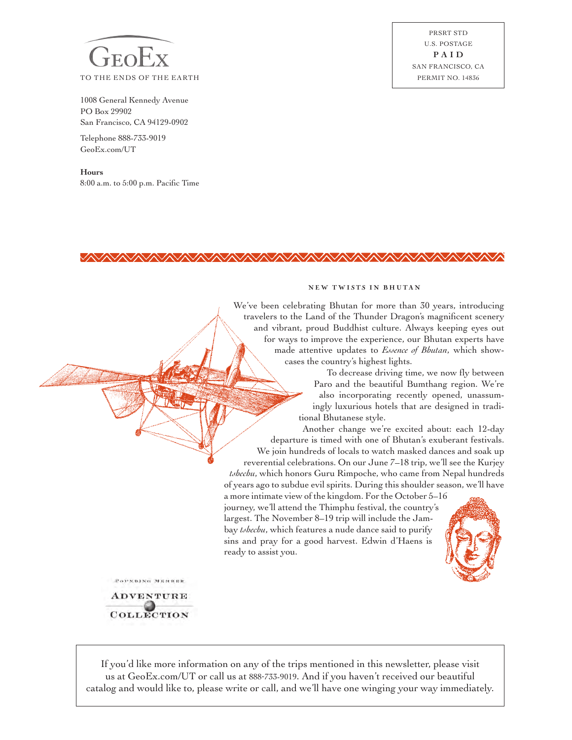GeoEx

TO THE ENDS OF THE EARTH

1008 General Kennedy Avenue
PO Box 29902
San Francisco, CA 94129-0902

Telephone 888-733-9019
GeoEx.com/UT

**Hours**
8:00 a.m. to 5:00 p.m. Pacific Time

PRSRT STD
U.S. POSTAGE
**PAID**
SAN FRANCISCO, CA
PERMIT NO. 14836

## NEW TWISTS IN BHUTAN

We've been celebrating Bhutan for more than 30 years, introducing travelers to the Land of the Thunder Dragon's magnificent scenery and vibrant, proud Buddhist culture. Always keeping eyes out for ways to improve the experience, our Bhutan experts have made attentive updates to *Essence of Bhutan*, which showcases the country's highest lights.

To decrease driving time, we now fly between Paro and the beautiful Bumthang region. We're also incorporating recently opened, unassumingly luxurious hotels that are designed in traditional Bhutanese style.

Another change we're excited about: each 12-day departure is timed with one of Bhutan's exuberant festivals. We join hundreds of locals to watch masked dances and soak up reverential celebrations. On our June 7–18 trip, we'll see the Kurjey *tshechu*, which honors Guru Rimpoche, who came from Nepal hundreds of years ago to subdue evil spirits. During this shoulder season, we'll have a more intimate view of the kingdom. For the October 5–16 journey, we'll attend the Thimphu festival, the country's largest. The November 8–19 trip will include the Jambay *tshechu*, which features a nude dance said to purify sins and pray for a good harvest. Edwin d'Haens is ready to assist you.

FOUNDING MEMBER
ADVENTURE COLLECTION

If you'd like more information on any of the trips mentioned in this newsletter, please visit us at GeoEx.com/UT or call us at 888-733-9019. And if you haven't received our beautiful catalog and would like to, please write or call, and we'll have one winging your way immediately.